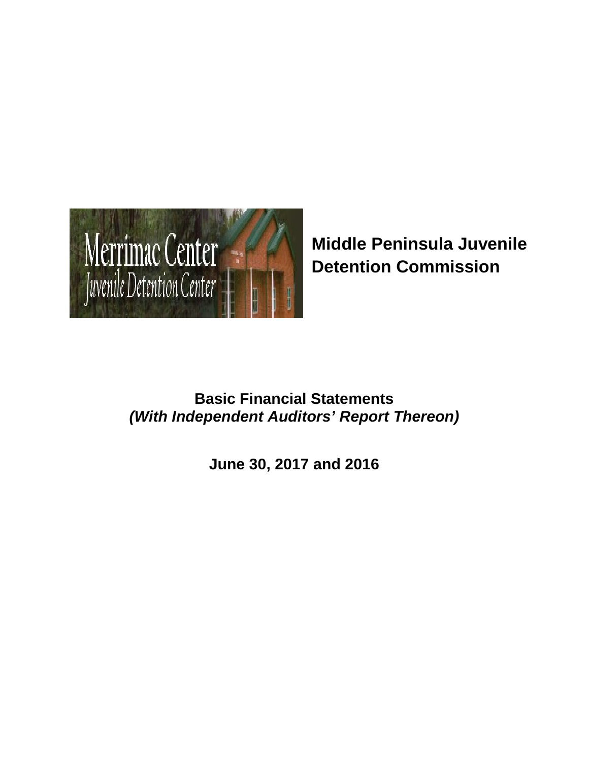# Middle Peninsula Juvenile Detention Commission

## Basic Financial Statements

***(With Independent Auditors' Report Thereon)***

**June 30, 2017 and 2016**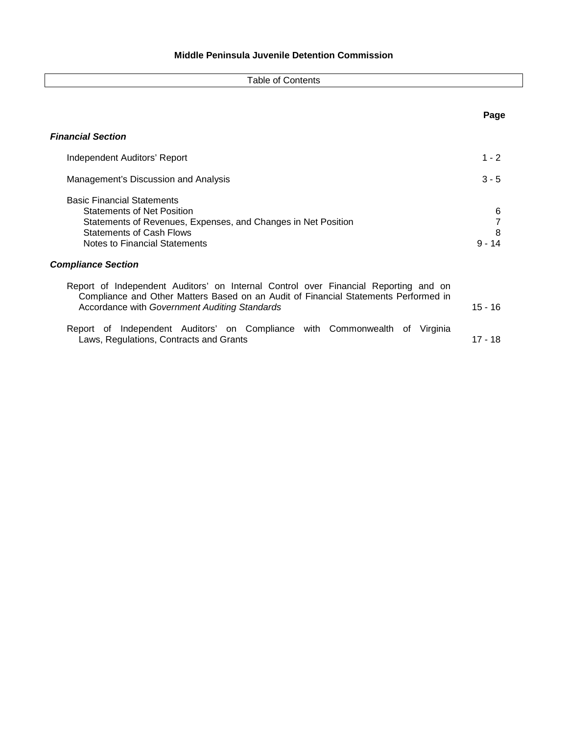# Middle Peninsula Juvenile Detention Commission

## Table of Contents

| | Page |
|---|---|
| ***Financial Section*** | |
| Independent Auditors' Report | 1 - 2 |
| Management's Discussion and Analysis | 3 - 5 |
| Basic Financial Statements | |
| Statements of Net Position | 6 |
| Statements of Revenues, Expenses, and Changes in Net Position | 7 |
| Statements of Cash Flows | 8 |
| Notes to Financial Statements | 9 - 14 |
| ***Compliance Section*** | |
| Report of Independent Auditors' on Internal Control over Financial Reporting and on Compliance and Other Matters Based on an Audit of Financial Statements Performed in Accordance with *Government Auditing Standards* | 15 - 16 |
| Report of Independent Auditors' on Compliance with Commonwealth of Virginia Laws, Regulations, Contracts and Grants | 17 - 18 |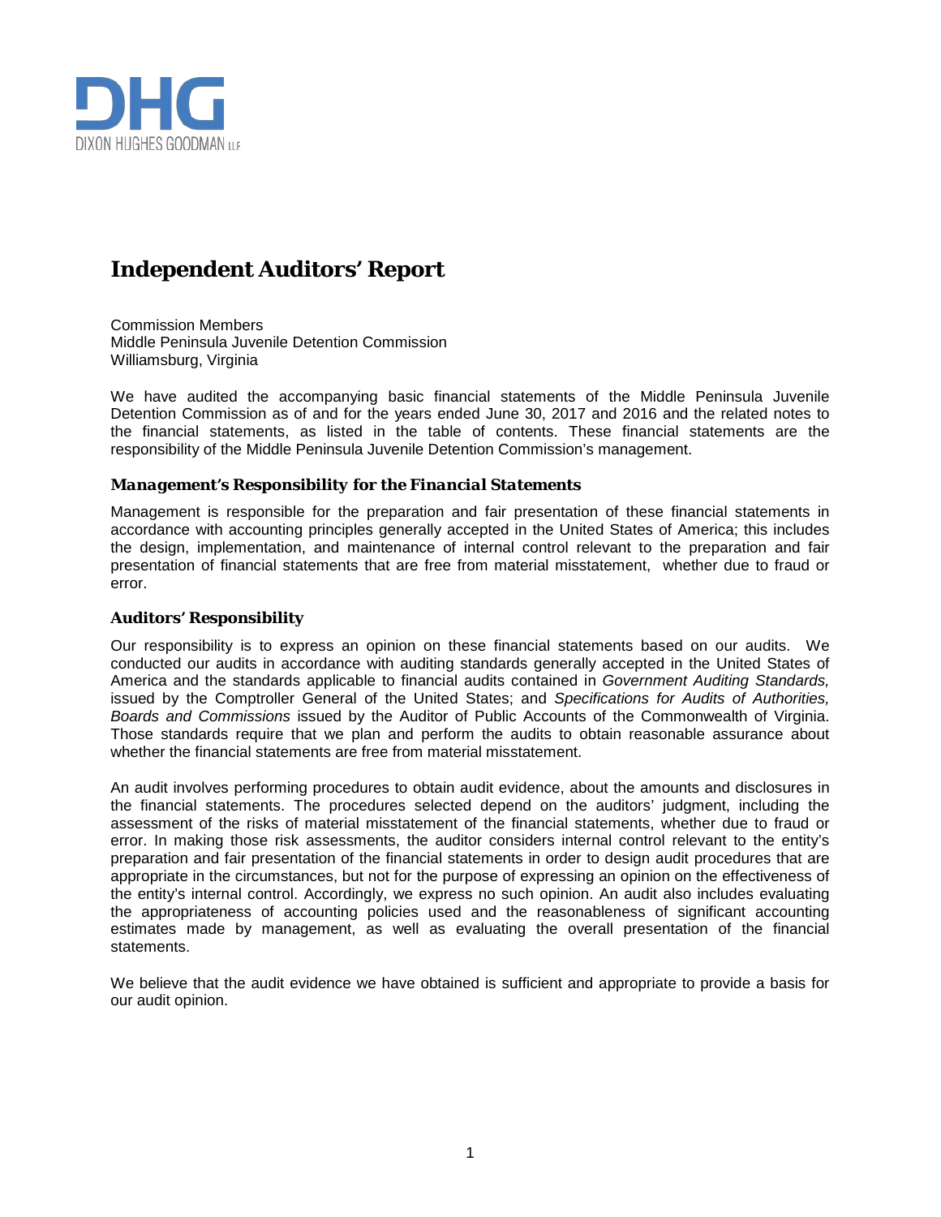# Independent Auditors' Report

Commission Members
Middle Peninsula Juvenile Detention Commission
Williamsburg, Virginia

We have audited the accompanying basic financial statements of the Middle Peninsula Juvenile Detention Commission as of and for the years ended June 30, 2017 and 2016 and the related notes to the financial statements, as listed in the table of contents. These financial statements are the responsibility of the Middle Peninsula Juvenile Detention Commission's management.

### *Management's Responsibility for the Financial Statements*

Management is responsible for the preparation and fair presentation of these financial statements in accordance with accounting principles generally accepted in the United States of America; this includes the design, implementation, and maintenance of internal control relevant to the preparation and fair presentation of financial statements that are free from material misstatement, whether due to fraud or error.

### *Auditors' Responsibility*

Our responsibility is to express an opinion on these financial statements based on our audits. We conducted our audits in accordance with auditing standards generally accepted in the United States of America and the standards applicable to financial audits contained in *Government Auditing Standards,* issued by the Comptroller General of the United States; and *Specifications for Audits of Authorities, Boards and Commissions* issued by the Auditor of Public Accounts of the Commonwealth of Virginia. Those standards require that we plan and perform the audits to obtain reasonable assurance about whether the financial statements are free from material misstatement.

An audit involves performing procedures to obtain audit evidence, about the amounts and disclosures in the financial statements. The procedures selected depend on the auditors' judgment, including the assessment of the risks of material misstatement of the financial statements, whether due to fraud or error. In making those risk assessments, the auditor considers internal control relevant to the entity's preparation and fair presentation of the financial statements in order to design audit procedures that are appropriate in the circumstances, but not for the purpose of expressing an opinion on the effectiveness of the entity's internal control. Accordingly, we express no such opinion. An audit also includes evaluating the appropriateness of accounting policies used and the reasonableness of significant accounting estimates made by management, as well as evaluating the overall presentation of the financial statements.

We believe that the audit evidence we have obtained is sufficient and appropriate to provide a basis for our audit opinion.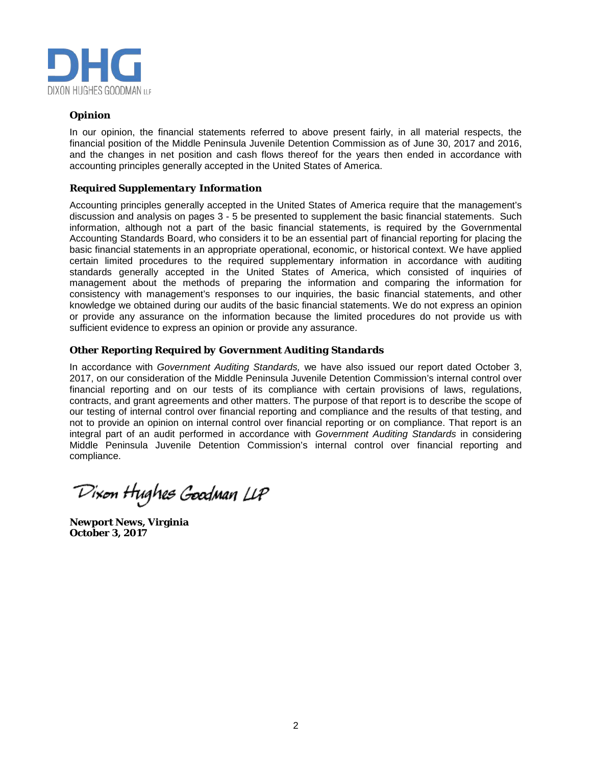DHG

DIXON HUGHES GOODMAN LLP

### *Opinion*

In our opinion, the financial statements referred to above present fairly, in all material respects, the financial position of the Middle Peninsula Juvenile Detention Commission as of June 30, 2017 and 2016, and the changes in net position and cash flows thereof for the years then ended in accordance with accounting principles generally accepted in the United States of America.

### *Required Supplementary Information*

Accounting principles generally accepted in the United States of America require that the management's discussion and analysis on pages 3 - 5 be presented to supplement the basic financial statements. Such information, although not a part of the basic financial statements, is required by the Governmental Accounting Standards Board, who considers it to be an essential part of financial reporting for placing the basic financial statements in an appropriate operational, economic, or historical context. We have applied certain limited procedures to the required supplementary information in accordance with auditing standards generally accepted in the United States of America, which consisted of inquiries of management about the methods of preparing the information and comparing the information for consistency with management's responses to our inquiries, the basic financial statements, and other knowledge we obtained during our audits of the basic financial statements. We do not express an opinion or provide any assurance on the information because the limited procedures do not provide us with sufficient evidence to express an opinion or provide any assurance.

### *Other Reporting Required by Government Auditing Standards*

In accordance with *Government Auditing Standards,* we have also issued our report dated October 3, 2017, on our consideration of the Middle Peninsula Juvenile Detention Commission's internal control over financial reporting and on our tests of its compliance with certain provisions of laws, regulations, contracts, and grant agreements and other matters. The purpose of that report is to describe the scope of our testing of internal control over financial reporting and compliance and the results of that testing, and not to provide an opinion on internal control over financial reporting or on compliance. That report is an integral part of an audit performed in accordance with *Government Auditing Standards* in considering Middle Peninsula Juvenile Detention Commission's internal control over financial reporting and compliance.

*Dixon Hughes Goodman LLP*

**Newport News, Virginia**
**October 3, 2017**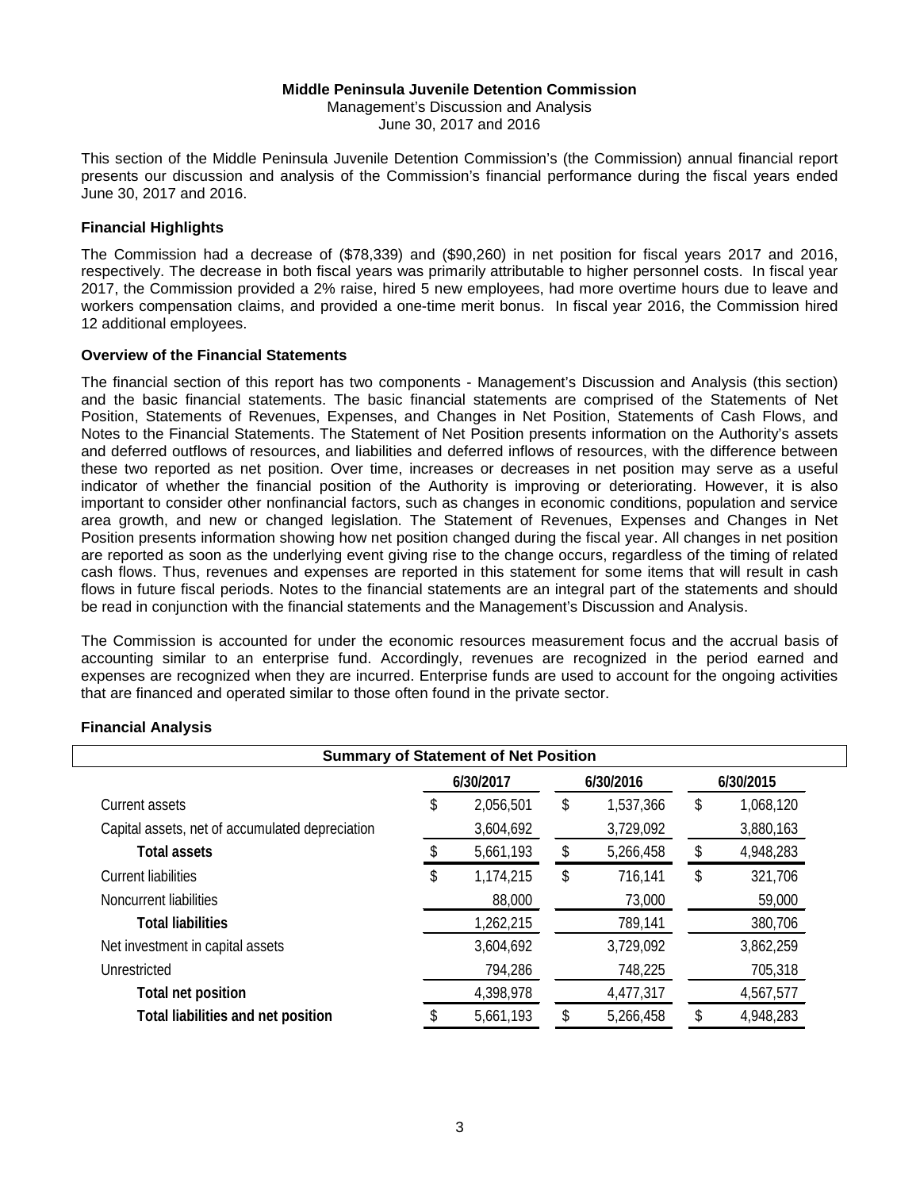**Middle Peninsula Juvenile Detention Commission**
Management's Discussion and Analysis
June 30, 2017 and 2016

This section of the Middle Peninsula Juvenile Detention Commission's (the Commission) annual financial report presents our discussion and analysis of the Commission's financial performance during the fiscal years ended June 30, 2017 and 2016.

### Financial Highlights

The Commission had a decrease of ($78,339) and ($90,260) in net position for fiscal years 2017 and 2016, respectively. The decrease in both fiscal years was primarily attributable to higher personnel costs. In fiscal year 2017, the Commission provided a 2% raise, hired 5 new employees, had more overtime hours due to leave and workers compensation claims, and provided a one-time merit bonus. In fiscal year 2016, the Commission hired 12 additional employees.

### Overview of the Financial Statements

The financial section of this report has two components - Management's Discussion and Analysis (this section) and the basic financial statements. The basic financial statements are comprised of the Statements of Net Position, Statements of Revenues, Expenses, and Changes in Net Position, Statements of Cash Flows, and Notes to the Financial Statements. The Statement of Net Position presents information on the Authority's assets and deferred outflows of resources, and liabilities and deferred inflows of resources, with the difference between these two reported as net position. Over time, increases or decreases in net position may serve as a useful indicator of whether the financial position of the Authority is improving or deteriorating. However, it is also important to consider other nonfinancial factors, such as changes in economic conditions, population and service area growth, and new or changed legislation. The Statement of Revenues, Expenses and Changes in Net Position presents information showing how net position changed during the fiscal year. All changes in net position are reported as soon as the underlying event giving rise to the change occurs, regardless of the timing of related cash flows. Thus, revenues and expenses are reported in this statement for some items that will result in cash flows in future fiscal periods. Notes to the financial statements are an integral part of the statements and should be read in conjunction with the financial statements and the Management's Discussion and Analysis.

The Commission is accounted for under the economic resources measurement focus and the accrual basis of accounting similar to an enterprise fund. Accordingly, revenues are recognized in the period earned and expenses are recognized when they are incurred. Enterprise funds are used to account for the ongoing activities that are financed and operated similar to those often found in the private sector.

### Financial Analysis

**Summary of Statement of Net Position**

| | 6/30/2017 | 6/30/2016 | 6/30/2015 |
|---|---|---|---|
| Current assets | $ 2,056,501 | $ 1,537,366 | $ 1,068,120 |
| Capital assets, net of accumulated depreciation | 3,604,692 | 3,729,092 | 3,880,163 |
| **Total assets** | $ 5,661,193 | $ 5,266,458 | $ 4,948,283 |
| Current liabilities | $ 1,174,215 | $ 716,141 | $ 321,706 |
| Noncurrent liabilities | 88,000 | 73,000 | 59,000 |
| **Total liabilities** | 1,262,215 | 789,141 | 380,706 |
| Net investment in capital assets | 3,604,692 | 3,729,092 | 3,862,259 |
| Unrestricted | 794,286 | 748,225 | 705,318 |
| **Total net position** | 4,398,978 | 4,477,317 | 4,567,577 |
| **Total liabilities and net position** | $ 5,661,193 | $ 5,266,458 | $ 4,948,283 |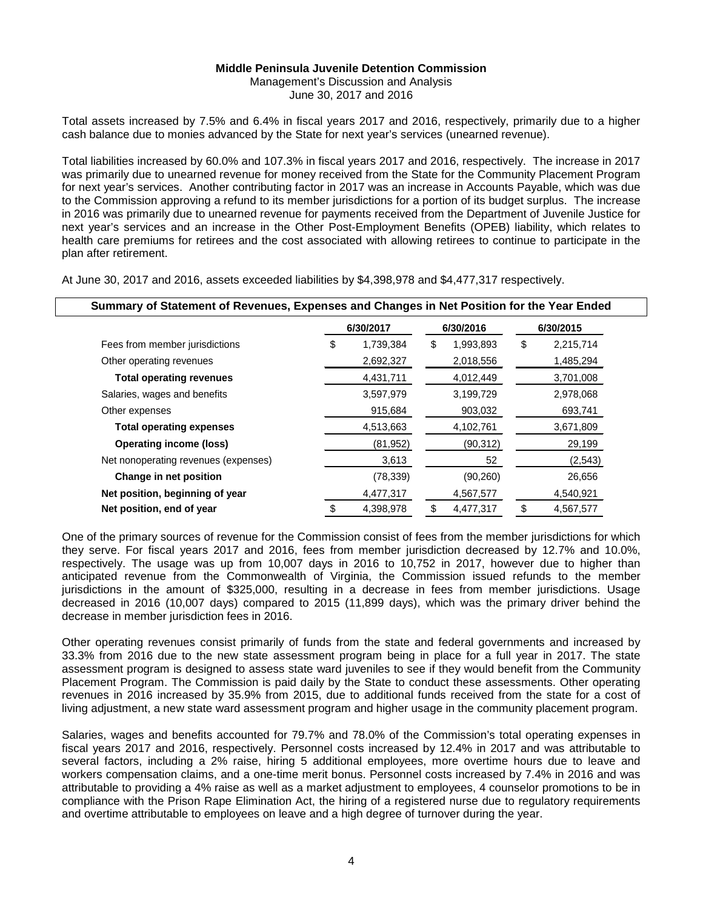**Middle Peninsula Juvenile Detention Commission**
Management's Discussion and Analysis
June 30, 2017 and 2016

Total assets increased by 7.5% and 6.4% in fiscal years 2017 and 2016, respectively, primarily due to a higher cash balance due to monies advanced by the State for next year's services (unearned revenue).

Total liabilities increased by 60.0% and 107.3% in fiscal years 2017 and 2016, respectively. The increase in 2017 was primarily due to unearned revenue for money received from the State for the Community Placement Program for next year's services. Another contributing factor in 2017 was an increase in Accounts Payable, which was due to the Commission approving a refund to its member jurisdictions for a portion of its budget surplus. The increase in 2016 was primarily due to unearned revenue for payments received from the Department of Juvenile Justice for next year's services and an increase in the Other Post-Employment Benefits (OPEB) liability, which relates to health care premiums for retirees and the cost associated with allowing retirees to continue to participate in the plan after retirement.

At June 30, 2017 and 2016, assets exceeded liabilities by $4,398,978 and $4,477,317 respectively.

**Summary of Statement of Revenues, Expenses and Changes in Net Position for the Year Ended**

| | 6/30/2017 | 6/30/2016 | 6/30/2015 |
|---|---|---|---|
| Fees from member jurisdictions | $ 1,739,384 | $ 1,993,893 | $ 2,215,714 |
| Other operating revenues | 2,692,327 | 2,018,556 | 1,485,294 |
| **Total operating revenues** | 4,431,711 | 4,012,449 | 3,701,008 |
| Salaries, wages and benefits | 3,597,979 | 3,199,729 | 2,978,068 |
| Other expenses | 915,684 | 903,032 | 693,741 |
| **Total operating expenses** | 4,513,663 | 4,102,761 | 3,671,809 |
| **Operating income (loss)** | (81,952) | (90,312) | 29,199 |
| Net nonoperating revenues (expenses) | 3,613 | 52 | (2,543) |
| **Change in net position** | (78,339) | (90,260) | 26,656 |
| **Net position, beginning of year** | 4,477,317 | 4,567,577 | 4,540,921 |
| **Net position, end of year** | $ 4,398,978 | $ 4,477,317 | $ 4,567,577 |

One of the primary sources of revenue for the Commission consist of fees from the member jurisdictions for which they serve. For fiscal years 2017 and 2016, fees from member jurisdiction decreased by 12.7% and 10.0%, respectively. The usage was up from 10,007 days in 2016 to 10,752 in 2017, however due to higher than anticipated revenue from the Commonwealth of Virginia, the Commission issued refunds to the member jurisdictions in the amount of $325,000, resulting in a decrease in fees from member jurisdictions. Usage decreased in 2016 (10,007 days) compared to 2015 (11,899 days), which was the primary driver behind the decrease in member jurisdiction fees in 2016.

Other operating revenues consist primarily of funds from the state and federal governments and increased by 33.3% from 2016 due to the new state assessment program being in place for a full year in 2017. The state assessment program is designed to assess state ward juveniles to see if they would benefit from the Community Placement Program. The Commission is paid daily by the State to conduct these assessments. Other operating revenues in 2016 increased by 35.9% from 2015, due to additional funds received from the state for a cost of living adjustment, a new state ward assessment program and higher usage in the community placement program.

Salaries, wages and benefits accounted for 79.7% and 78.0% of the Commission's total operating expenses in fiscal years 2017 and 2016, respectively. Personnel costs increased by 12.4% in 2017 and was attributable to several factors, including a 2% raise, hiring 5 additional employees, more overtime hours due to leave and workers compensation claims, and a one-time merit bonus. Personnel costs increased by 7.4% in 2016 and was attributable to providing a 4% raise as well as a market adjustment to employees, 4 counselor promotions to be in compliance with the Prison Rape Elimination Act, the hiring of a registered nurse due to regulatory requirements and overtime attributable to employees on leave and a high degree of turnover during the year.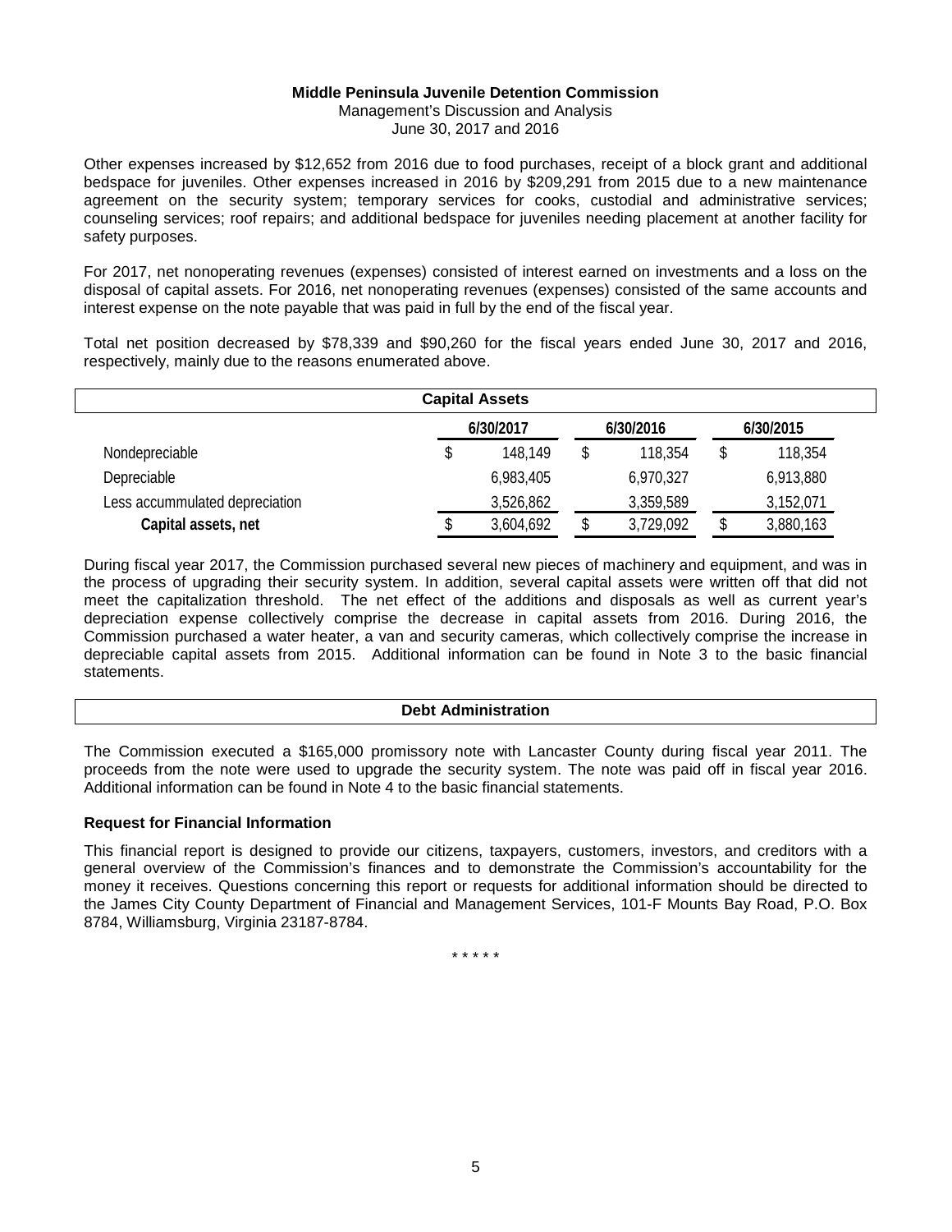Other expenses increased by $12,652 from 2016 due to food purchases, receipt of a block grant and additional bedspace for juveniles. Other expenses increased in 2016 by $209,291 from 2015 due to a new maintenance agreement on the security system; temporary services for cooks, custodial and administrative services; counseling services; roof repairs; and additional bedspace for juveniles needing placement at another facility for safety purposes.

For 2017, net nonoperating revenues (expenses) consisted of interest earned on investments and a loss on the disposal of capital assets. For 2016, net nonoperating revenues (expenses) consisted of the same accounts and interest expense on the note payable that was paid in full by the end of the fiscal year.

Total net position decreased by $78,339 and $90,260 for the fiscal years ended June 30, 2017 and 2016, respectively, mainly due to the reasons enumerated above.

## Capital Assets

| | 6/30/2017 | 6/30/2016 | 6/30/2015 |
|---|---|---|---|
| Nondepreciable | $ 148,149 | $ 118,354 | $ 118,354 |
| Depreciable | 6,983,405 | 6,970,327 | 6,913,880 |
| Less accummulated depreciation | 3,526,862 | 3,359,589 | 3,152,071 |
| **Capital assets, net** | $ 3,604,692 | $ 3,729,092 | $ 3,880,163 |

During fiscal year 2017, the Commission purchased several new pieces of machinery and equipment, and was in the process of upgrading their security system. In addition, several capital assets were written off that did not meet the capitalization threshold. The net effect of the additions and disposals as well as current year's depreciation expense collectively comprise the decrease in capital assets from 2016. During 2016, the Commission purchased a water heater, a van and security cameras, which collectively comprise the increase in depreciable capital assets from 2015. Additional information can be found in Note 3 to the basic financial statements.

## Debt Administration

The Commission executed a $165,000 promissory note with Lancaster County during fiscal year 2011. The proceeds from the note were used to upgrade the security system. The note was paid off in fiscal year 2016. Additional information can be found in Note 4 to the basic financial statements.

### Request for Financial Information

This financial report is designed to provide our citizens, taxpayers, customers, investors, and creditors with a general overview of the Commission's finances and to demonstrate the Commission's accountability for the money it receives. Questions concerning this report or requests for additional information should be directed to the James City County Department of Financial and Management Services, 101-F Mounts Bay Road, P.O. Box 8784, Williamsburg, Virginia 23187-8784.

\* \* \* \* \*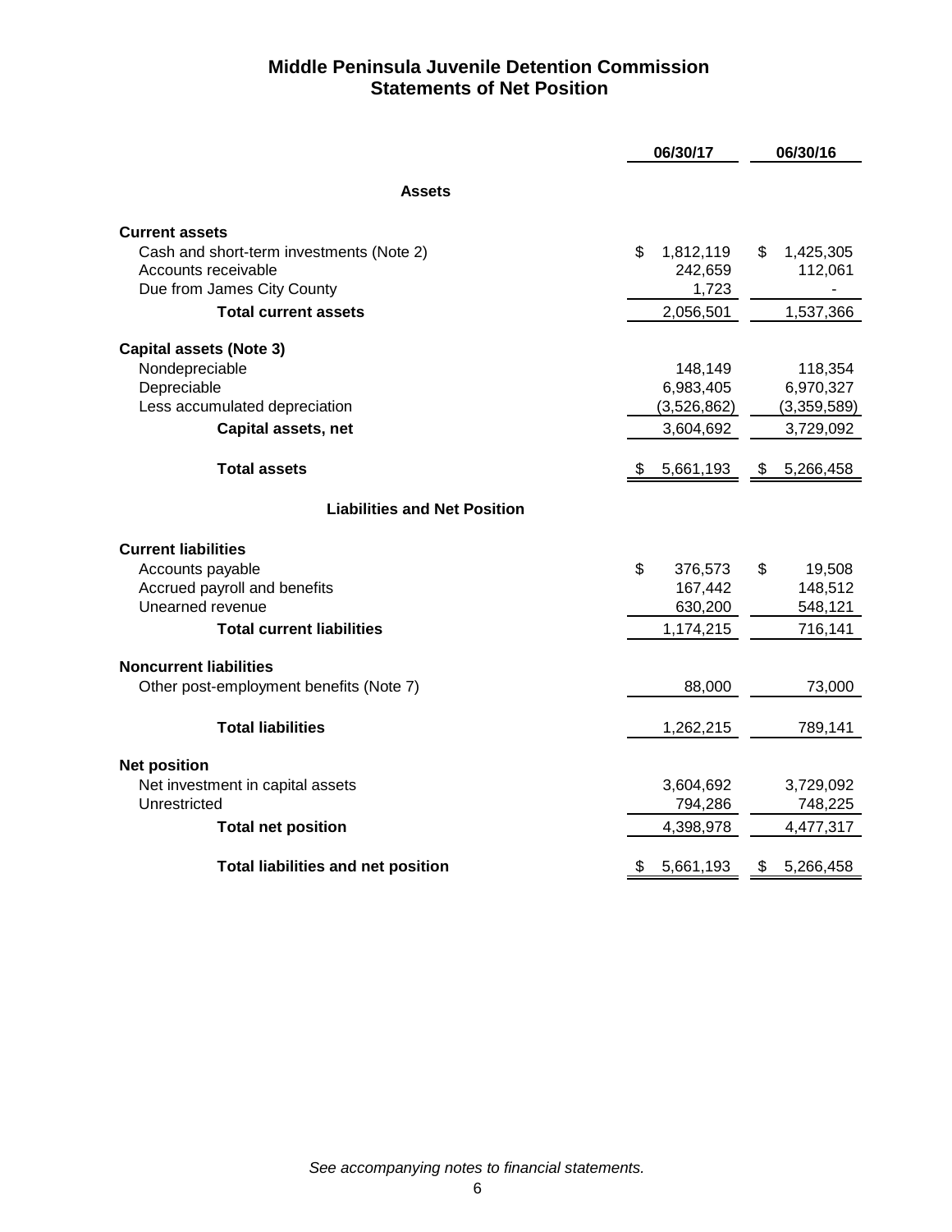# Middle Peninsula Juvenile Detention Commission
## Statements of Net Position

| | 06/30/17 | 06/30/16 |
|---|---|---|
| **Assets** | | |
| **Current assets** | | |
| Cash and short-term investments (Note 2) | $ 1,812,119 | $ 1,425,305 |
| Accounts receivable | 242,659 | 112,061 |
| Due from James City County | 1,723 | - |
| **Total current assets** | 2,056,501 | 1,537,366 |
| **Capital assets (Note 3)** | | |
| Nondepreciable | 148,149 | 118,354 |
| Depreciable | 6,983,405 | 6,970,327 |
| Less accumulated depreciation | (3,526,862) | (3,359,589) |
| **Capital assets, net** | 3,604,692 | 3,729,092 |
| **Total assets** | $ 5,661,193 | $ 5,266,458 |
| **Liabilities and Net Position** | | |
| **Current liabilities** | | |
| Accounts payable | $ 376,573 | $ 19,508 |
| Accrued payroll and benefits | 167,442 | 148,512 |
| Unearned revenue | 630,200 | 548,121 |
| **Total current liabilities** | 1,174,215 | 716,141 |
| **Noncurrent liabilities** | | |
| Other post-employment benefits (Note 7) | 88,000 | 73,000 |
| **Total liabilities** | 1,262,215 | 789,141 |
| **Net position** | | |
| Net investment in capital assets | 3,604,692 | 3,729,092 |
| Unrestricted | 794,286 | 748,225 |
| **Total net position** | 4,398,978 | 4,477,317 |
| **Total liabilities and net position** | $ 5,661,193 | $ 5,266,458 |

*See accompanying notes to financial statements.*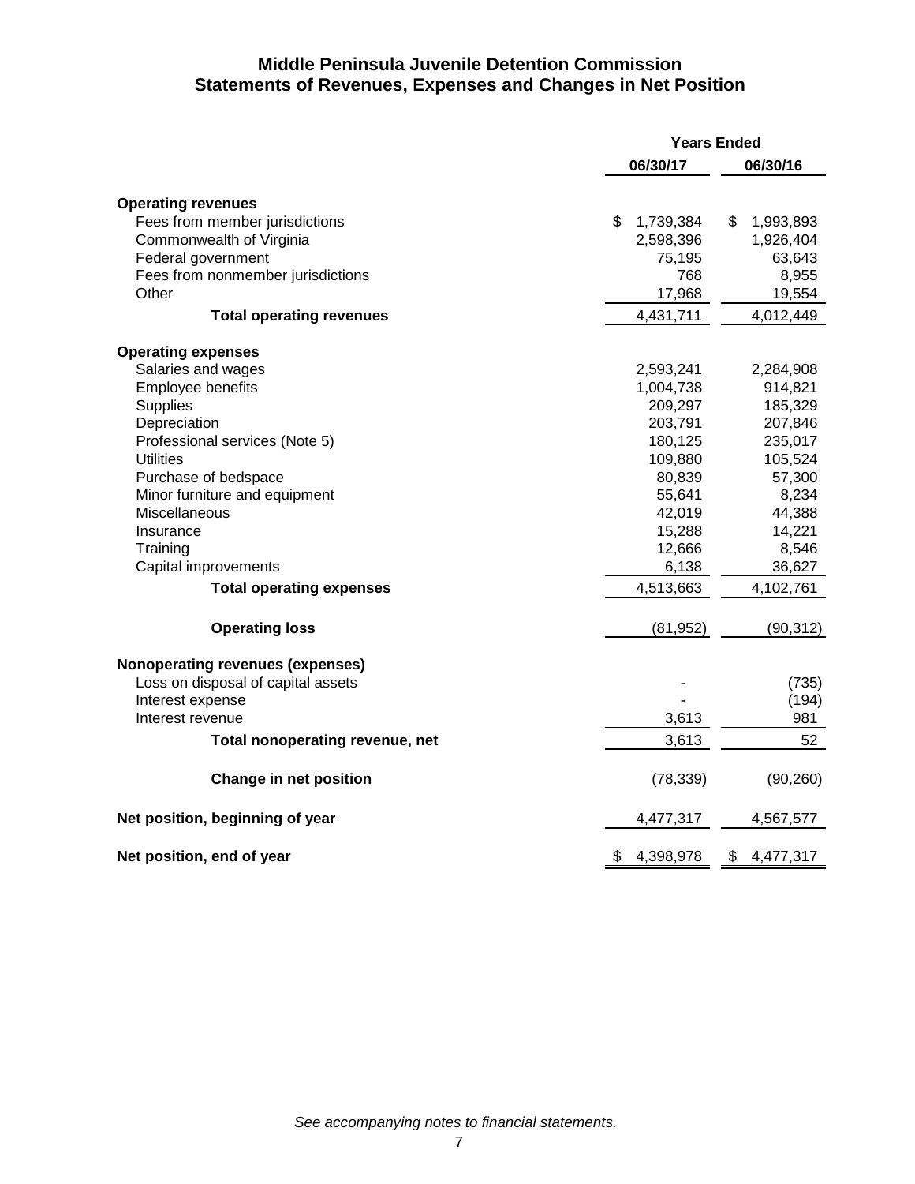# Middle Peninsula Juvenile Detention Commission
## Statements of Revenues, Expenses and Changes in Net Position

| | Years Ended | |
|---|---|---|
| | 06/30/17 | 06/30/16 |
| **Operating revenues** | | |
| Fees from member jurisdictions | $ 1,739,384 | $ 1,993,893 |
| Commonwealth of Virginia | 2,598,396 | 1,926,404 |
| Federal government | 75,195 | 63,643 |
| Fees from nonmember jurisdictions | 768 | 8,955 |
| Other | 17,968 | 19,554 |
| **Total operating revenues** | 4,431,711 | 4,012,449 |
| **Operating expenses** | | |
| Salaries and wages | 2,593,241 | 2,284,908 |
| Employee benefits | 1,004,738 | 914,821 |
| Supplies | 209,297 | 185,329 |
| Depreciation | 203,791 | 207,846 |
| Professional services (Note 5) | 180,125 | 235,017 |
| Utilities | 109,880 | 105,524 |
| Purchase of bedspace | 80,839 | 57,300 |
| Minor furniture and equipment | 55,641 | 8,234 |
| Miscellaneous | 42,019 | 44,388 |
| Insurance | 15,288 | 14,221 |
| Training | 12,666 | 8,546 |
| Capital improvements | 6,138 | 36,627 |
| **Total operating expenses** | 4,513,663 | 4,102,761 |
| **Operating loss** | (81,952) | (90,312) |
| **Nonoperating revenues (expenses)** | | |
| Loss on disposal of capital assets | - | (735) |
| Interest expense | - | (194) |
| Interest revenue | 3,613 | 981 |
| **Total nonoperating revenue, net** | 3,613 | 52 |
| **Change in net position** | (78,339) | (90,260) |
| **Net position, beginning of year** | 4,477,317 | 4,567,577 |
| **Net position, end of year** | $ 4,398,978 | $ 4,477,317 |

*See accompanying notes to financial statements.*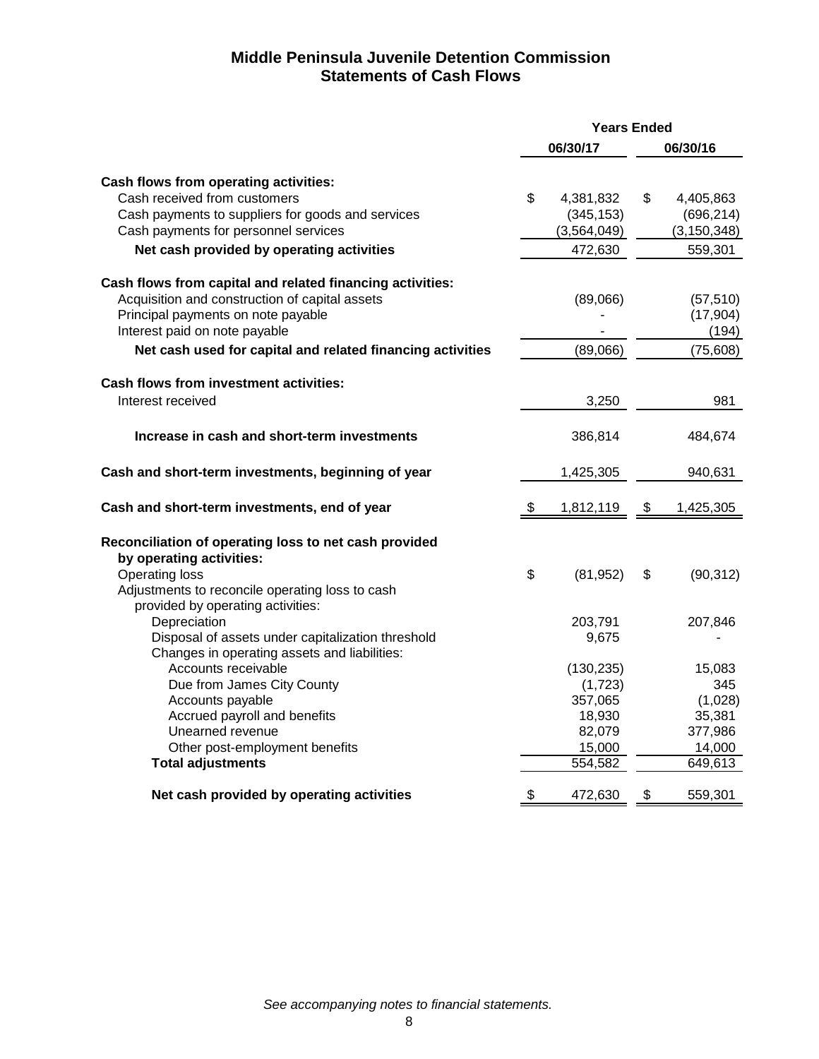# Middle Peninsula Juvenile Detention Commission
## Statements of Cash Flows

| | Years Ended | |
|---|---|---|
| | 06/30/17 | 06/30/16 |
| **Cash flows from operating activities:** | | |
| Cash received from customers | $ 4,381,832 | $ 4,405,863 |
| Cash payments to suppliers for goods and services | (345,153) | (696,214) |
| Cash payments for personnel services | (3,564,049) | (3,150,348) |
| **Net cash provided by operating activities** | 472,630 | 559,301 |
| **Cash flows from capital and related financing activities:** | | |
| Acquisition and construction of capital assets | (89,066) | (57,510) |
| Principal payments on note payable | - | (17,904) |
| Interest paid on note payable | - | (194) |
| **Net cash used for capital and related financing activities** | (89,066) | (75,608) |
| **Cash flows from investment activities:** | | |
| Interest received | 3,250 | 981 |
| **Increase in cash and short-term investments** | 386,814 | 484,674 |
| **Cash and short-term investments, beginning of year** | 1,425,305 | 940,631 |
| **Cash and short-term investments, end of year** | $ 1,812,119 | $ 1,425,305 |
| **Reconciliation of operating loss to net cash provided by operating activities:** | | |
| Operating loss | $ (81,952) | $ (90,312) |
| Adjustments to reconcile operating loss to cash provided by operating activities: | | |
| Depreciation | 203,791 | 207,846 |
| Disposal of assets under capitalization threshold | 9,675 | - |
| Changes in operating assets and liabilities: | | |
| Accounts receivable | (130,235) | 15,083 |
| Due from James City County | (1,723) | 345 |
| Accounts payable | 357,065 | (1,028) |
| Accrued payroll and benefits | 18,930 | 35,381 |
| Unearned revenue | 82,079 | 377,986 |
| Other post-employment benefits | 15,000 | 14,000 |
| **Total adjustments** | 554,582 | 649,613 |
| **Net cash provided by operating activities** | $ 472,630 | $ 559,301 |

*See accompanying notes to financial statements.*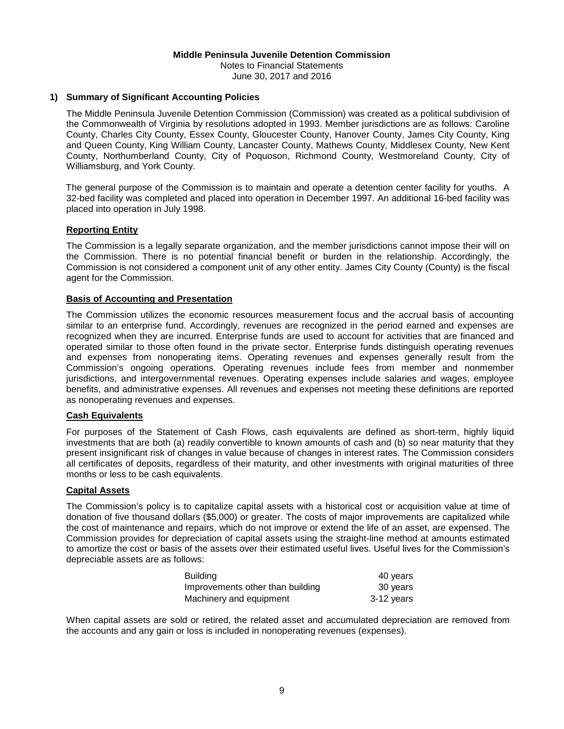**Middle Peninsula Juvenile Detention Commission**
Notes to Financial Statements
June 30, 2017 and 2016

## 1) Summary of Significant Accounting Policies

The Middle Peninsula Juvenile Detention Commission (Commission) was created as a political subdivision of the Commonwealth of Virginia by resolutions adopted in 1993. Member jurisdictions are as follows: Caroline County, Charles City County, Essex County, Gloucester County, Hanover County, James City County, King and Queen County, King William County, Lancaster County, Mathews County, Middlesex County, New Kent County, Northumberland County, City of Poquoson, Richmond County, Westmoreland County, City of Williamsburg, and York County.

The general purpose of the Commission is to maintain and operate a detention center facility for youths. A 32-bed facility was completed and placed into operation in December 1997. An additional 16-bed facility was placed into operation in July 1998.

### Reporting Entity

The Commission is a legally separate organization, and the member jurisdictions cannot impose their will on the Commission. There is no potential financial benefit or burden in the relationship. Accordingly, the Commission is not considered a component unit of any other entity. James City County (County) is the fiscal agent for the Commission.

### Basis of Accounting and Presentation

The Commission utilizes the economic resources measurement focus and the accrual basis of accounting similar to an enterprise fund. Accordingly, revenues are recognized in the period earned and expenses are recognized when they are incurred. Enterprise funds are used to account for activities that are financed and operated similar to those often found in the private sector. Enterprise funds distinguish operating revenues and expenses from nonoperating items. Operating revenues and expenses generally result from the Commission's ongoing operations. Operating revenues include fees from member and nonmember jurisdictions, and intergovernmental revenues. Operating expenses include salaries and wages, employee benefits, and administrative expenses. All revenues and expenses not meeting these definitions are reported as nonoperating revenues and expenses.

### Cash Equivalents

For purposes of the Statement of Cash Flows, cash equivalents are defined as short-term, highly liquid investments that are both (a) readily convertible to known amounts of cash and (b) so near maturity that they present insignificant risk of changes in value because of changes in interest rates. The Commission considers all certificates of deposits, regardless of their maturity, and other investments with original maturities of three months or less to be cash equivalents.

### Capital Assets

The Commission's policy is to capitalize capital assets with a historical cost or acquisition value at time of donation of five thousand dollars ($5,000) or greater. The costs of major improvements are capitalized while the cost of maintenance and repairs, which do not improve or extend the life of an asset, are expensed. The Commission provides for depreciation of capital assets using the straight-line method at amounts estimated to amortize the cost or basis of the assets over their estimated useful lives. Useful lives for the Commission's depreciable assets are as follows:

| | |
|---|---|
| Building | 40 years |
| Improvements other than building | 30 years |
| Machinery and equipment | 3-12 years |

When capital assets are sold or retired, the related asset and accumulated depreciation are removed from the accounts and any gain or loss is included in nonoperating revenues (expenses).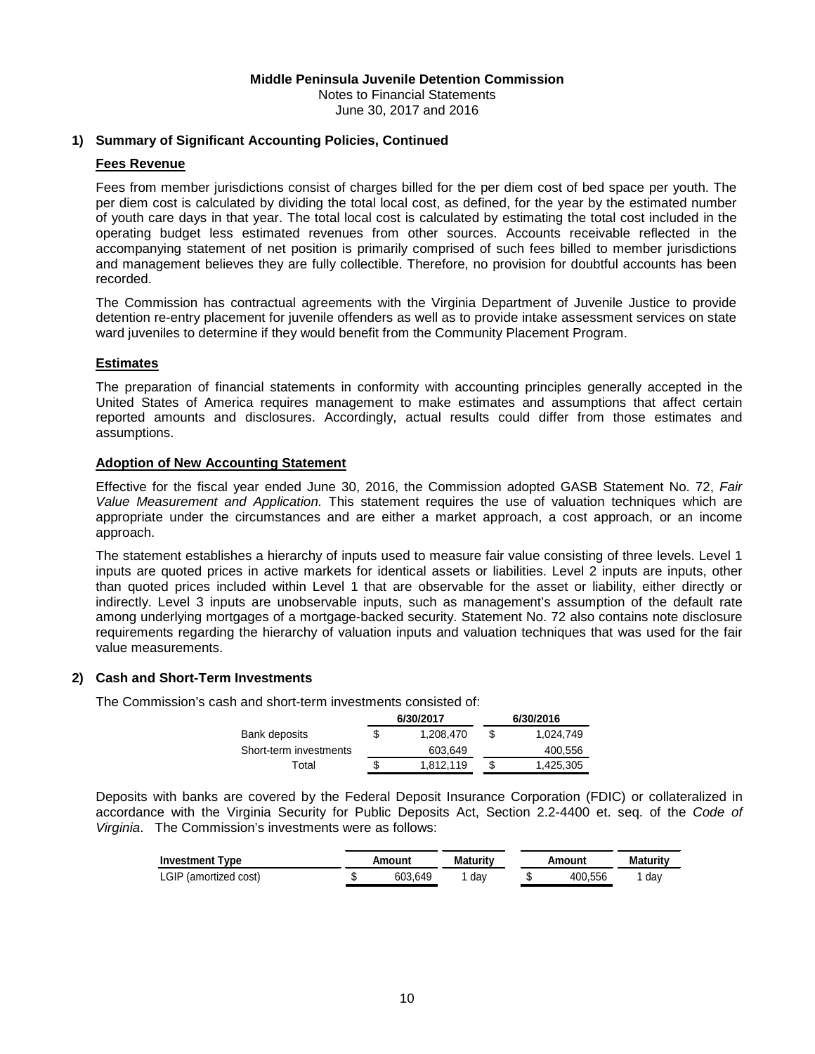**Middle Peninsula Juvenile Detention Commission**
Notes to Financial Statements
June 30, 2017 and 2016

## 1) Summary of Significant Accounting Policies, Continued

### Fees Revenue

Fees from member jurisdictions consist of charges billed for the per diem cost of bed space per youth. The per diem cost is calculated by dividing the total local cost, as defined, for the year by the estimated number of youth care days in that year. The total local cost is calculated by estimating the total cost included in the operating budget less estimated revenues from other sources. Accounts receivable reflected in the accompanying statement of net position is primarily comprised of such fees billed to member jurisdictions and management believes they are fully collectible. Therefore, no provision for doubtful accounts has been recorded.

The Commission has contractual agreements with the Virginia Department of Juvenile Justice to provide detention re-entry placement for juvenile offenders as well as to provide intake assessment services on state ward juveniles to determine if they would benefit from the Community Placement Program.

### Estimates

The preparation of financial statements in conformity with accounting principles generally accepted in the United States of America requires management to make estimates and assumptions that affect certain reported amounts and disclosures. Accordingly, actual results could differ from those estimates and assumptions.

### Adoption of New Accounting Statement

Effective for the fiscal year ended June 30, 2016, the Commission adopted GASB Statement No. 72, *Fair Value Measurement and Application.* This statement requires the use of valuation techniques which are appropriate under the circumstances and are either a market approach, a cost approach, or an income approach.

The statement establishes a hierarchy of inputs used to measure fair value consisting of three levels. Level 1 inputs are quoted prices in active markets for identical assets or liabilities. Level 2 inputs are inputs, other than quoted prices included within Level 1 that are observable for the asset or liability, either directly or indirectly. Level 3 inputs are unobservable inputs, such as management's assumption of the default rate among underlying mortgages of a mortgage-backed security. Statement No. 72 also contains note disclosure requirements regarding the hierarchy of valuation inputs and valuation techniques that was used for the fair value measurements.

## 2) Cash and Short-Term Investments

The Commission's cash and short-term investments consisted of:

| | 6/30/2017 | 6/30/2016 |
|---|---|---|
| Bank deposits | $ 1,208,470 | $ 1,024,749 |
| Short-term investments | 603,649 | 400,556 |
| Total | $ 1,812,119 | $ 1,425,305 |

Deposits with banks are covered by the Federal Deposit Insurance Corporation (FDIC) or collateralized in accordance with the Virginia Security for Public Deposits Act, Section 2.2-4400 et. seq. of the *Code of Virginia*. The Commission's investments were as follows:

| Investment Type | Amount | Maturity | Amount | Maturity |
|---|---|---|---|---|
| LGIP (amortized cost) | $ 603,649 | 1 day | $ 400,556 | 1 day |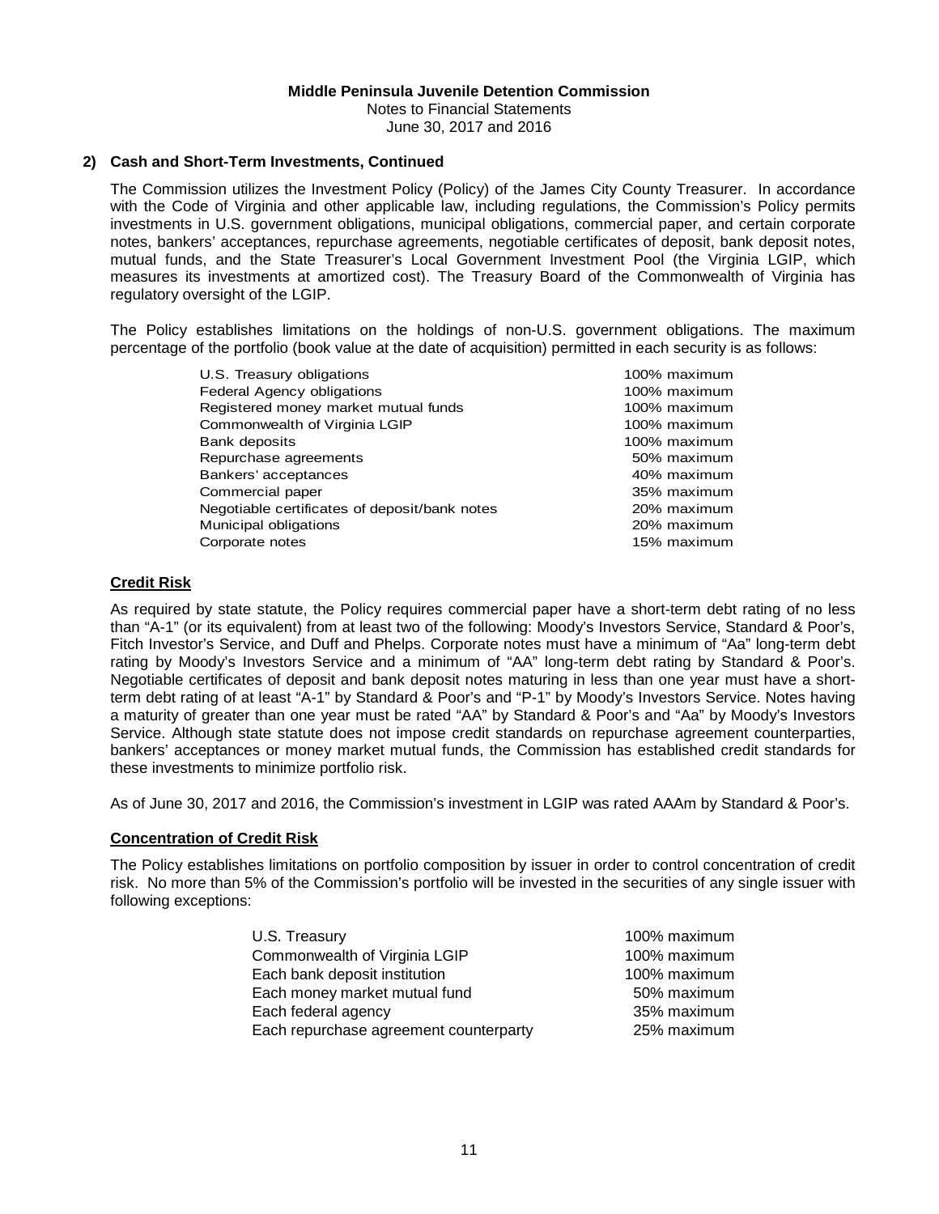**Middle Peninsula Juvenile Detention Commission**
Notes to Financial Statements
June 30, 2017 and 2016

**2) Cash and Short-Term Investments, Continued**

The Commission utilizes the Investment Policy (Policy) of the James City County Treasurer. In accordance with the Code of Virginia and other applicable law, including regulations, the Commission's Policy permits investments in U.S. government obligations, municipal obligations, commercial paper, and certain corporate notes, bankers' acceptances, repurchase agreements, negotiable certificates of deposit, bank deposit notes, mutual funds, and the State Treasurer's Local Government Investment Pool (the Virginia LGIP, which measures its investments at amortized cost). The Treasury Board of the Commonwealth of Virginia has regulatory oversight of the LGIP.

The Policy establishes limitations on the holdings of non-U.S. government obligations. The maximum percentage of the portfolio (book value at the date of acquisition) permitted in each security is as follows:

| | |
|---|---|
| U.S. Treasury obligations | 100% maximum |
| Federal Agency obligations | 100% maximum |
| Registered money market mutual funds | 100% maximum |
| Commonwealth of Virginia LGIP | 100% maximum |
| Bank deposits | 100% maximum |
| Repurchase agreements | 50% maximum |
| Bankers' acceptances | 40% maximum |
| Commercial paper | 35% maximum |
| Negotiable certificates of deposit/bank notes | 20% maximum |
| Municipal obligations | 20% maximum |
| Corporate notes | 15% maximum |

**Credit Risk**

As required by state statute, the Policy requires commercial paper have a short-term debt rating of no less than "A-1" (or its equivalent) from at least two of the following: Moody's Investors Service, Standard & Poor's, Fitch Investor's Service, and Duff and Phelps. Corporate notes must have a minimum of "Aa" long-term debt rating by Moody's Investors Service and a minimum of "AA" long-term debt rating by Standard & Poor's. Negotiable certificates of deposit and bank deposit notes maturing in less than one year must have a short-term debt rating of at least "A-1" by Standard & Poor's and "P-1" by Moody's Investors Service. Notes having a maturity of greater than one year must be rated "AA" by Standard & Poor's and "Aa" by Moody's Investors Service. Although state statute does not impose credit standards on repurchase agreement counterparties, bankers' acceptances or money market mutual funds, the Commission has established credit standards for these investments to minimize portfolio risk.

As of June 30, 2017 and 2016, the Commission's investment in LGIP was rated AAAm by Standard & Poor's.

**Concentration of Credit Risk**

The Policy establishes limitations on portfolio composition by issuer in order to control concentration of credit risk. No more than 5% of the Commission's portfolio will be invested in the securities of any single issuer with following exceptions:

| | |
|---|---|
| U.S. Treasury | 100% maximum |
| Commonwealth of Virginia LGIP | 100% maximum |
| Each bank deposit institution | 100% maximum |
| Each money market mutual fund | 50% maximum |
| Each federal agency | 35% maximum |
| Each repurchase agreement counterparty | 25% maximum |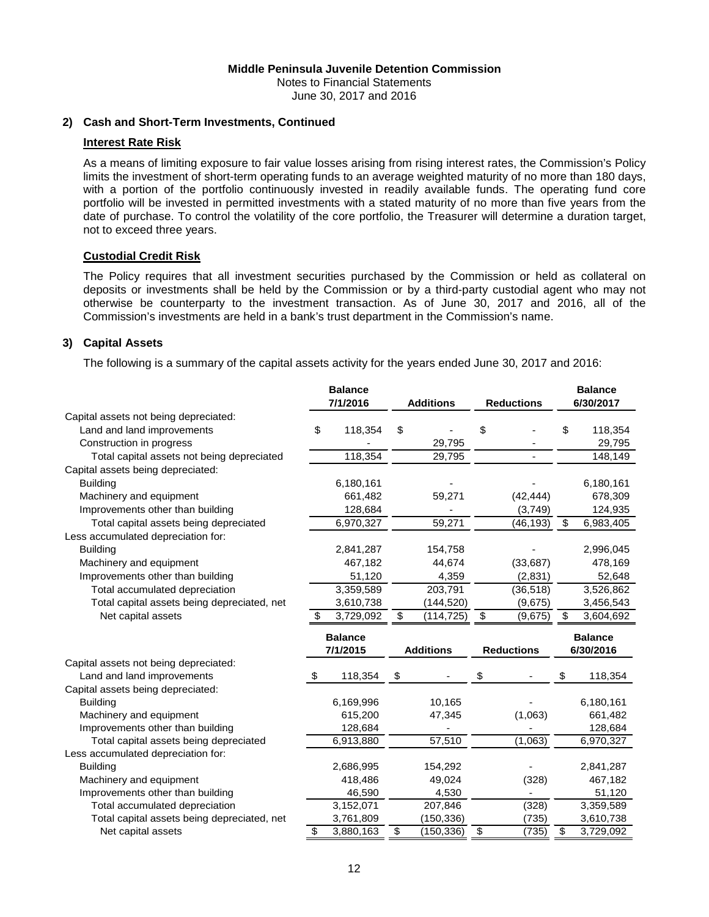**Middle Peninsula Juvenile Detention Commission**
Notes to Financial Statements
June 30, 2017 and 2016

## 2) Cash and Short-Term Investments, Continued

### Interest Rate Risk

As a means of limiting exposure to fair value losses arising from rising interest rates, the Commission's Policy limits the investment of short-term operating funds to an average weighted maturity of no more than 180 days, with a portion of the portfolio continuously invested in readily available funds. The operating fund core portfolio will be invested in permitted investments with a stated maturity of no more than five years from the date of purchase. To control the volatility of the core portfolio, the Treasurer will determine a duration target, not to exceed three years.

### Custodial Credit Risk

The Policy requires that all investment securities purchased by the Commission or held as collateral on deposits or investments shall be held by the Commission or by a third-party custodial agent who may not otherwise be counterparty to the investment transaction. As of June 30, 2017 and 2016, all of the Commission's investments are held in a bank's trust department in the Commission's name.

## 3) Capital Assets

The following is a summary of the capital assets activity for the years ended June 30, 2017 and 2016:

| | Balance 7/1/2016 | Additions | Reductions | Balance 6/30/2017 |
|---|---|---|---|---|
| Capital assets not being depreciated: | | | | |
| Land and land improvements | $ 118,354 | $ - | $ - | $ 118,354 |
| Construction in progress | - | 29,795 | - | 29,795 |
| Total capital assets not being depreciated | 118,354 | 29,795 | - | 148,149 |
| Capital assets being depreciated: | | | | |
| Building | 6,180,161 | - | - | 6,180,161 |
| Machinery and equipment | 661,482 | 59,271 | (42,444) | 678,309 |
| Improvements other than building | 128,684 | - | (3,749) | 124,935 |
| Total capital assets being depreciated | 6,970,327 | 59,271 | (46,193) | $ 6,983,405 |
| Less accumulated depreciation for: | | | | |
| Building | 2,841,287 | 154,758 | - | 2,996,045 |
| Machinery and equipment | 467,182 | 44,674 | (33,687) | 478,169 |
| Improvements other than building | 51,120 | 4,359 | (2,831) | 52,648 |
| Total accumulated depreciation | 3,359,589 | 203,791 | (36,518) | 3,526,862 |
| Total capital assets being depreciated, net | 3,610,738 | (144,520) | (9,675) | 3,456,543 |
| Net capital assets | $ 3,729,092 | $ (114,725) | $ (9,675) | $ 3,604,692 |

| | Balance 7/1/2015 | Additions | Reductions | Balance 6/30/2016 |
|---|---|---|---|---|
| Capital assets not being depreciated: | | | | |
| Land and land improvements | $ 118,354 | $ - | $ - | $ 118,354 |
| Capital assets being depreciated: | | | | |
| Building | 6,169,996 | 10,165 | - | 6,180,161 |
| Machinery and equipment | 615,200 | 47,345 | (1,063) | 661,482 |
| Improvements other than building | 128,684 | - | - | 128,684 |
| Total capital assets being depreciated | 6,913,880 | 57,510 | (1,063) | 6,970,327 |
| Less accumulated depreciation for: | | | | |
| Building | 2,686,995 | 154,292 | - | 2,841,287 |
| Machinery and equipment | 418,486 | 49,024 | (328) | 467,182 |
| Improvements other than building | 46,590 | 4,530 | - | 51,120 |
| Total accumulated depreciation | 3,152,071 | 207,846 | (328) | 3,359,589 |
| Total capital assets being depreciated, net | 3,761,809 | (150,336) | (735) | 3,610,738 |
| Net capital assets | $ 3,880,163 | $ (150,336) | $ (735) | $ 3,729,092 |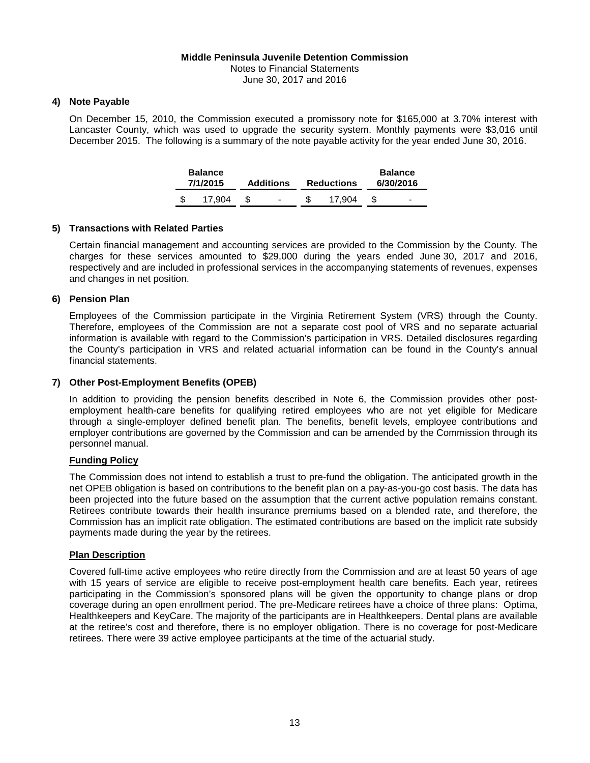**Middle Peninsula Juvenile Detention Commission**
Notes to Financial Statements
June 30, 2017 and 2016

## 4) Note Payable

On December 15, 2010, the Commission executed a promissory note for $165,000 at 3.70% interest with Lancaster County, which was used to upgrade the security system. Monthly payments were $3,016 until December 2015. The following is a summary of the note payable activity for the year ended June 30, 2016.

| Balance 7/1/2015 | Additions | Reductions | Balance 6/30/2016 |
|---|---|---|---|
| $ 17,904 | $ - | $ 17,904 | $ - |

## 5) Transactions with Related Parties

Certain financial management and accounting services are provided to the Commission by the County. The charges for these services amounted to $29,000 during the years ended June 30, 2017 and 2016, respectively and are included in professional services in the accompanying statements of revenues, expenses and changes in net position.

## 6) Pension Plan

Employees of the Commission participate in the Virginia Retirement System (VRS) through the County. Therefore, employees of the Commission are not a separate cost pool of VRS and no separate actuarial information is available with regard to the Commission's participation in VRS. Detailed disclosures regarding the County's participation in VRS and related actuarial information can be found in the County's annual financial statements.

## 7) Other Post-Employment Benefits (OPEB)

In addition to providing the pension benefits described in Note 6, the Commission provides other post-employment health-care benefits for qualifying retired employees who are not yet eligible for Medicare through a single-employer defined benefit plan. The benefits, benefit levels, employee contributions and employer contributions are governed by the Commission and can be amended by the Commission through its personnel manual.

**Funding Policy**

The Commission does not intend to establish a trust to pre-fund the obligation. The anticipated growth in the net OPEB obligation is based on contributions to the benefit plan on a pay-as-you-go cost basis. The data has been projected into the future based on the assumption that the current active population remains constant. Retirees contribute towards their health insurance premiums based on a blended rate, and therefore, the Commission has an implicit rate obligation. The estimated contributions are based on the implicit rate subsidy payments made during the year by the retirees.

**Plan Description**

Covered full-time active employees who retire directly from the Commission and are at least 50 years of age with 15 years of service are eligible to receive post-employment health care benefits. Each year, retirees participating in the Commission's sponsored plans will be given the opportunity to change plans or drop coverage during an open enrollment period. The pre-Medicare retirees have a choice of three plans: Optima, Healthkeepers and KeyCare. The majority of the participants are in Healthkeepers. Dental plans are available at the retiree's cost and therefore, there is no employer obligation. There is no coverage for post-Medicare retirees. There were 39 active employee participants at the time of the actuarial study.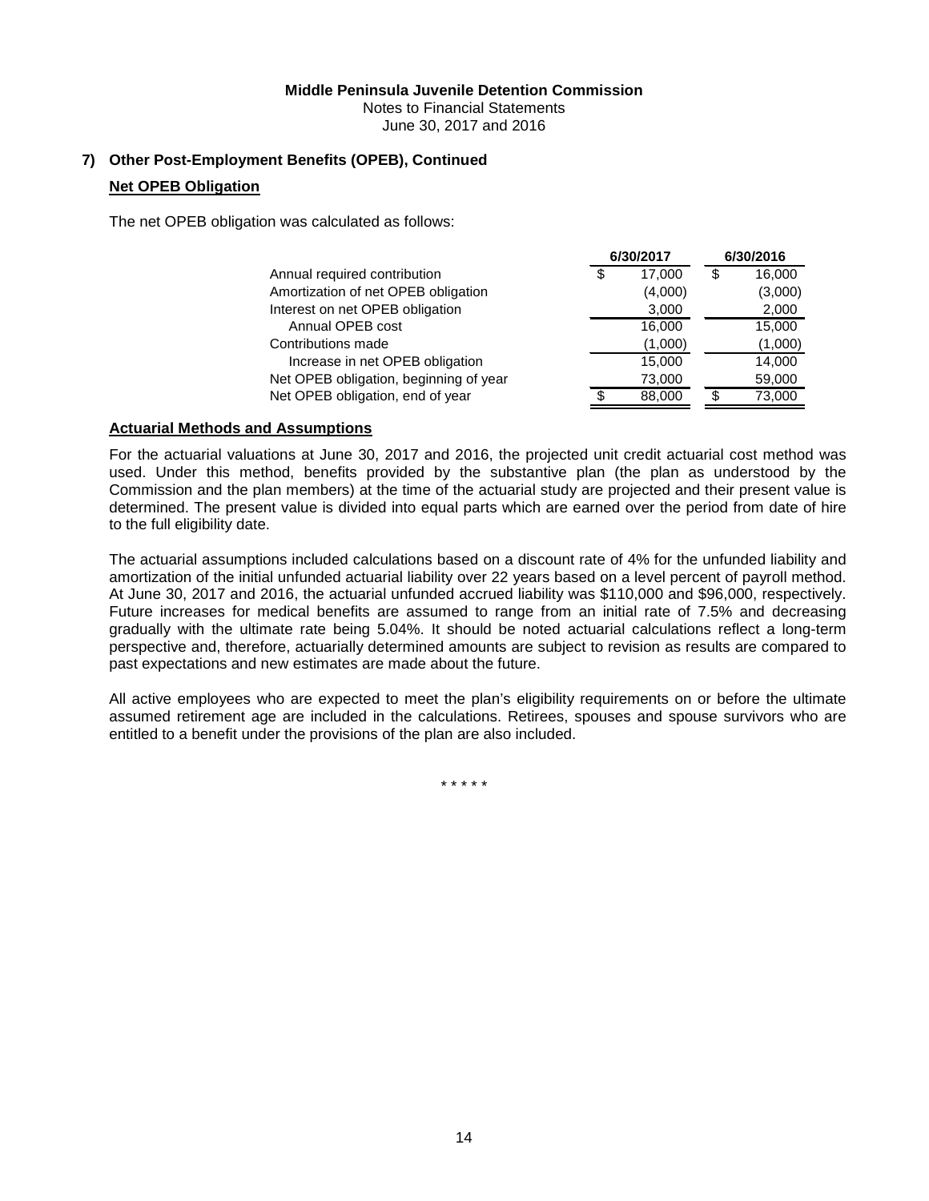**Middle Peninsula Juvenile Detention Commission**
Notes to Financial Statements
June 30, 2017 and 2016

## 7) Other Post-Employment Benefits (OPEB), Continued

### Net OPEB Obligation

The net OPEB obligation was calculated as follows:

| | 6/30/2017 | 6/30/2016 |
|---|---|---|
| Annual required contribution | $ 17,000 | $ 16,000 |
| Amortization of net OPEB obligation | (4,000) | (3,000) |
| Interest on net OPEB obligation | 3,000 | 2,000 |
| Annual OPEB cost | 16,000 | 15,000 |
| Contributions made | (1,000) | (1,000) |
| Increase in net OPEB obligation | 15,000 | 14,000 |
| Net OPEB obligation, beginning of year | 73,000 | 59,000 |
| Net OPEB obligation, end of year | $ 88,000 | $ 73,000 |

### Actuarial Methods and Assumptions

For the actuarial valuations at June 30, 2017 and 2016, the projected unit credit actuarial cost method was used. Under this method, benefits provided by the substantive plan (the plan as understood by the Commission and the plan members) at the time of the actuarial study are projected and their present value is determined. The present value is divided into equal parts which are earned over the period from date of hire to the full eligibility date.

The actuarial assumptions included calculations based on a discount rate of 4% for the unfunded liability and amortization of the initial unfunded actuarial liability over 22 years based on a level percent of payroll method. At June 30, 2017 and 2016, the actuarial unfunded accrued liability was $110,000 and $96,000, respectively. Future increases for medical benefits are assumed to range from an initial rate of 7.5% and decreasing gradually with the ultimate rate being 5.04%. It should be noted actuarial calculations reflect a long-term perspective and, therefore, actuarially determined amounts are subject to revision as results are compared to past expectations and new estimates are made about the future.

All active employees who are expected to meet the plan's eligibility requirements on or before the ultimate assumed retirement age are included in the calculations. Retirees, spouses and spouse survivors who are entitled to a benefit under the provisions of the plan are also included.

\* \* \* \* \*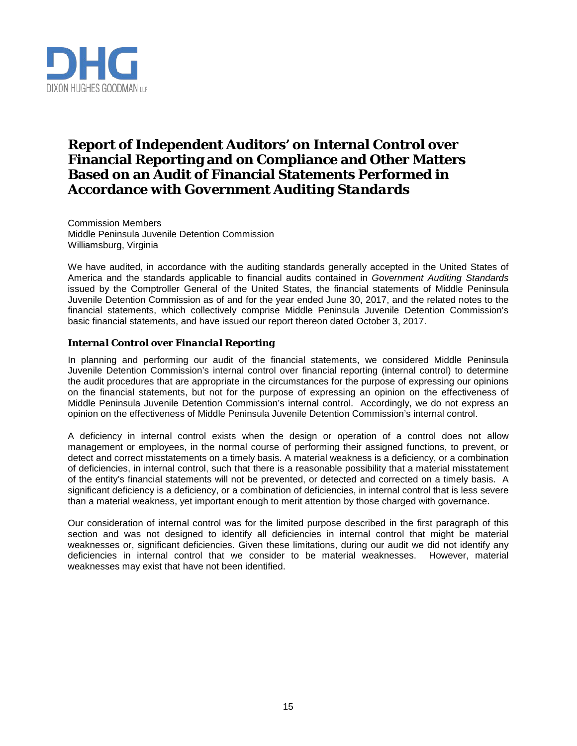DHG

DIXON HUGHES GOODMAN LLP

# Report of Independent Auditors' on Internal Control over Financial Reporting and on Compliance and Other Matters Based on an Audit of Financial Statements Performed in Accordance with *Government Auditing Standards*

Commission Members
Middle Peninsula Juvenile Detention Commission
Williamsburg, Virginia

We have audited, in accordance with the auditing standards generally accepted in the United States of America and the standards applicable to financial audits contained in *Government Auditing Standards* issued by the Comptroller General of the United States, the financial statements of Middle Peninsula Juvenile Detention Commission as of and for the year ended June 30, 2017, and the related notes to the financial statements, which collectively comprise Middle Peninsula Juvenile Detention Commission's basic financial statements, and have issued our report thereon dated October 3, 2017.

## *Internal Control over Financial Reporting*

In planning and performing our audit of the financial statements, we considered Middle Peninsula Juvenile Detention Commission's internal control over financial reporting (internal control) to determine the audit procedures that are appropriate in the circumstances for the purpose of expressing our opinions on the financial statements, but not for the purpose of expressing an opinion on the effectiveness of Middle Peninsula Juvenile Detention Commission's internal control. Accordingly, we do not express an opinion on the effectiveness of Middle Peninsula Juvenile Detention Commission's internal control.

A deficiency in internal control exists when the design or operation of a control does not allow management or employees, in the normal course of performing their assigned functions, to prevent, or detect and correct misstatements on a timely basis. A material weakness is a deficiency, or a combination of deficiencies, in internal control, such that there is a reasonable possibility that a material misstatement of the entity's financial statements will not be prevented, or detected and corrected on a timely basis. A significant deficiency is a deficiency, or a combination of deficiencies, in internal control that is less severe than a material weakness, yet important enough to merit attention by those charged with governance.

Our consideration of internal control was for the limited purpose described in the first paragraph of this section and was not designed to identify all deficiencies in internal control that might be material weaknesses or, significant deficiencies. Given these limitations, during our audit we did not identify any deficiencies in internal control that we consider to be material weaknesses. However, material weaknesses may exist that have not been identified.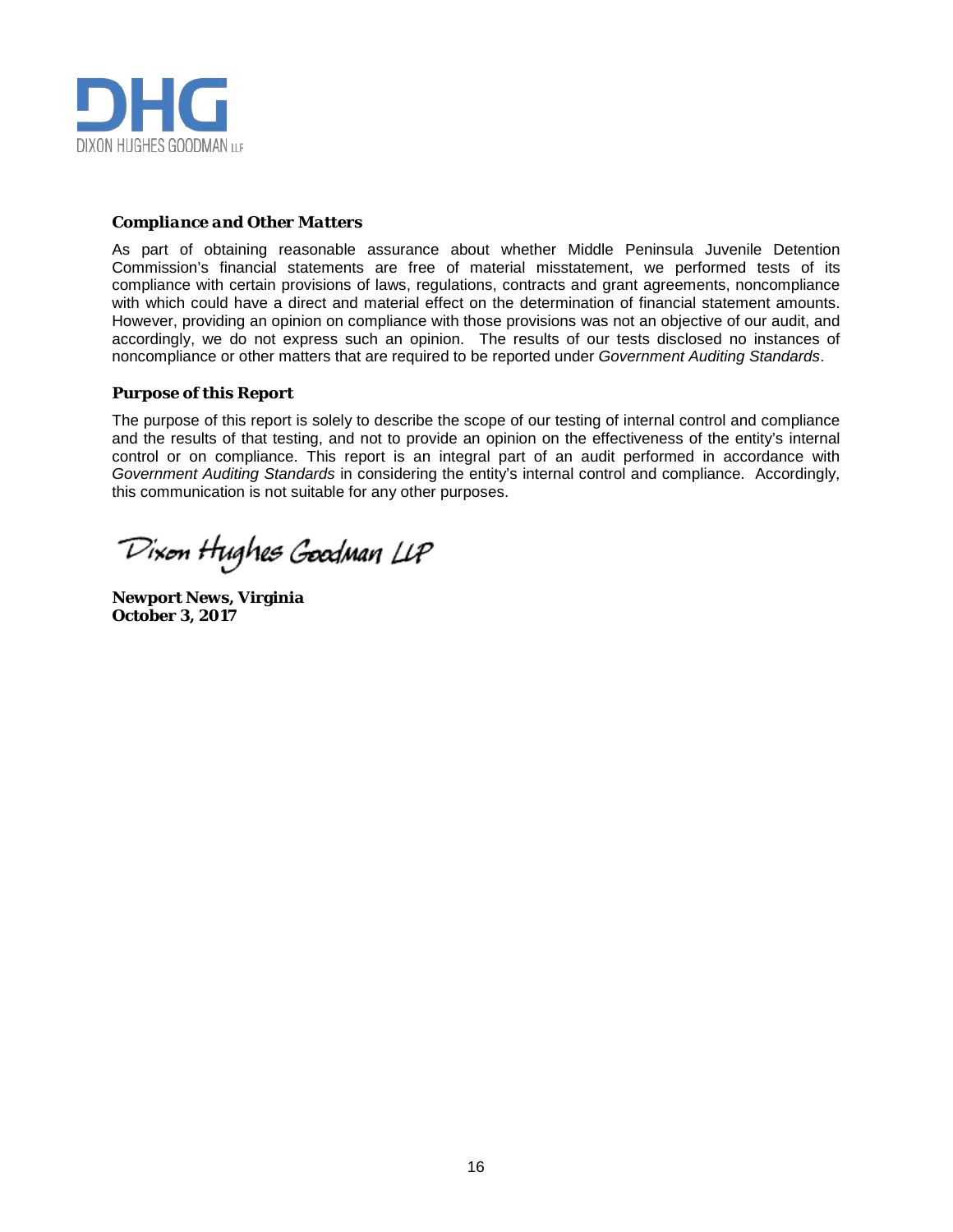DHG

DIXON HUGHES GOODMAN LLP

### *Compliance and Other Matters*

As part of obtaining reasonable assurance about whether Middle Peninsula Juvenile Detention Commission's financial statements are free of material misstatement, we performed tests of its compliance with certain provisions of laws, regulations, contracts and grant agreements, noncompliance with which could have a direct and material effect on the determination of financial statement amounts. However, providing an opinion on compliance with those provisions was not an objective of our audit, and accordingly, we do not express such an opinion. The results of our tests disclosed no instances of noncompliance or other matters that are required to be reported under *Government Auditing Standards*.

### *Purpose of this Report*

The purpose of this report is solely to describe the scope of our testing of internal control and compliance and the results of that testing, and not to provide an opinion on the effectiveness of the entity's internal control or on compliance. This report is an integral part of an audit performed in accordance with *Government Auditing Standards* in considering the entity's internal control and compliance. Accordingly, this communication is not suitable for any other purposes.

Dixon Hughes Goodman LLP

**Newport News, Virginia**
**October 3, 2017**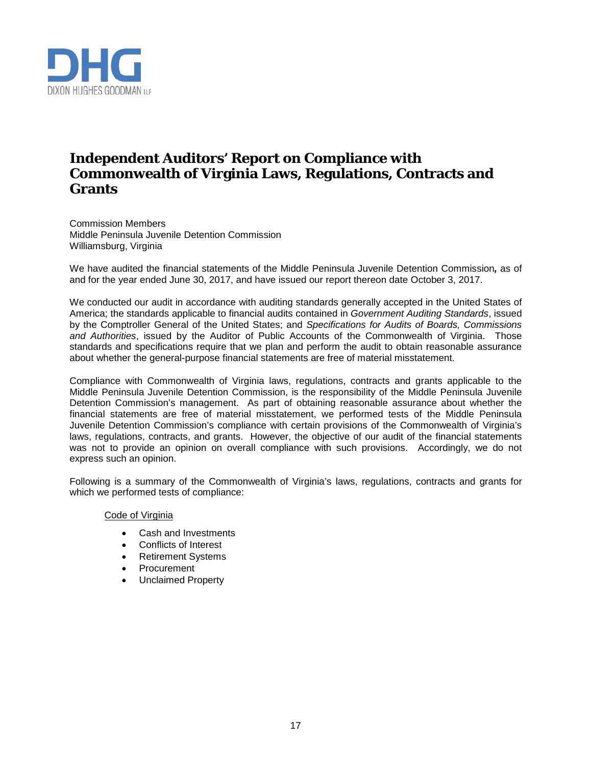DHG

DIXON HUGHES GOODMAN LLP

# Independent Auditors' Report on Compliance with Commonwealth of Virginia Laws, Regulations, Contracts and Grants

Commission Members
Middle Peninsula Juvenile Detention Commission
Williamsburg, Virginia

We have audited the financial statements of the Middle Peninsula Juvenile Detention Commission**,** as of and for the year ended June 30, 2017, and have issued our report thereon date October 3, 2017.

We conducted our audit in accordance with auditing standards generally accepted in the United States of America; the standards applicable to financial audits contained in *Government Auditing Standards*, issued by the Comptroller General of the United States; and *Specifications for Audits of Boards, Commissions and Authorities*, issued by the Auditor of Public Accounts of the Commonwealth of Virginia. Those standards and specifications require that we plan and perform the audit to obtain reasonable assurance about whether the general-purpose financial statements are free of material misstatement.

Compliance with Commonwealth of Virginia laws, regulations, contracts and grants applicable to the Middle Peninsula Juvenile Detention Commission, is the responsibility of the Middle Peninsula Juvenile Detention Commission's management. As part of obtaining reasonable assurance about whether the financial statements are free of material misstatement, we performed tests of the Middle Peninsula Juvenile Detention Commission's compliance with certain provisions of the Commonwealth of Virginia's laws, regulations, contracts, and grants. However, the objective of our audit of the financial statements was not to provide an opinion on overall compliance with such provisions. Accordingly, we do not express such an opinion.

Following is a summary of the Commonwealth of Virginia's laws, regulations, contracts and grants for which we performed tests of compliance:

<u>Code of Virginia</u>

- Cash and Investments
- Conflicts of Interest
- Retirement Systems
- Procurement
- Unclaimed Property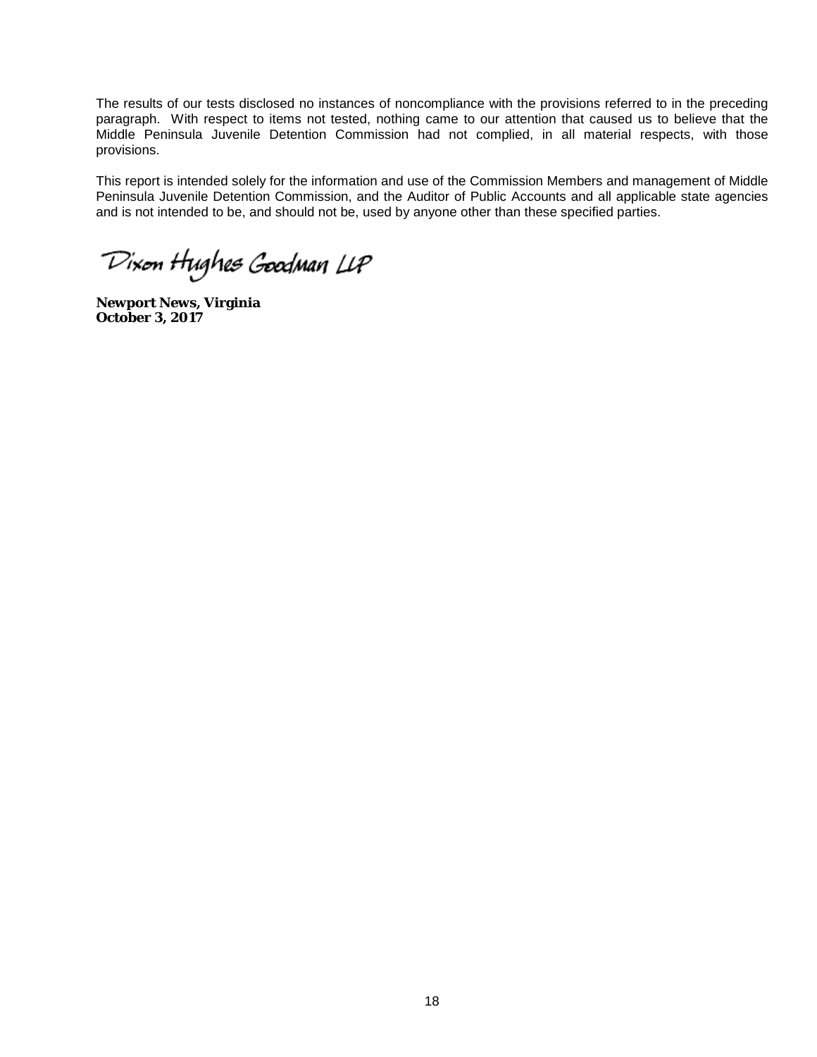The results of our tests disclosed no instances of noncompliance with the provisions referred to in the preceding paragraph. With respect to items not tested, nothing came to our attention that caused us to believe that the Middle Peninsula Juvenile Detention Commission had not complied, in all material respects, with those provisions.

This report is intended solely for the information and use of the Commission Members and management of Middle Peninsula Juvenile Detention Commission, and the Auditor of Public Accounts and all applicable state agencies and is not intended to be, and should not be, used by anyone other than these specified parties.

Dixon Hughes Goodman LLP

**Newport News, Virginia**
**October 3, 2017**